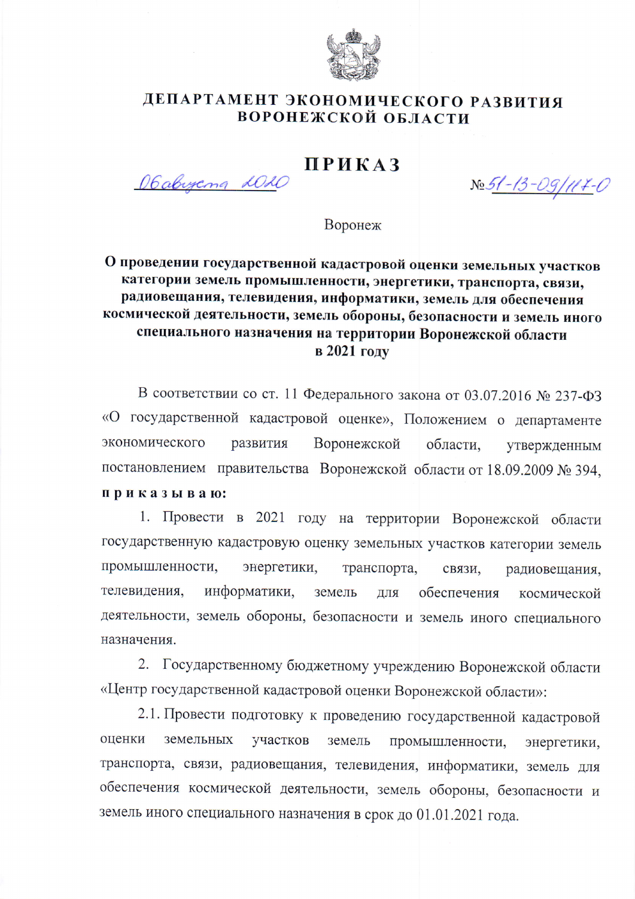# ДЕПАРТАМЕНТ ЭКОНОМИЧЕСКОГО РАЗВИТИЯ ВОРОНЕЖСКОЙ ОБЛАСТИ

## ПРИКАЗ

06 августа 2020 №51-13-09/117-О

Воронеж

**О проведении государственной кадастровой оценки земельных участков категории земель промышленности, энергетики, транспорта, связи, радиовещания, телевидения, информатики, земель для обеспечения космической деятельности, земель обороны, безопасности и земель иного специального назначения на территории Воронежской области в 2021 году**

В соответствии со ст. 11 Федерального закона от 03.07.2016 № 237-ФЗ «О государственной кадастровой оценке», Положением о департаменте экономического развития Воронежской области, утвержденным постановлением правительства Воронежской области от 18.09.2009 № 394, **п р и к а з ы в а ю:**

1. Провести в 2021 году на территории Воронежской области государственную кадастровую оценку земельных участков категории земель промышленности, энергетики, транспорта, связи, радиовещания, телевидения, информатики, земель для обеспечения космической деятельности, земель обороны, безопасности и земель иного специального назначения.

2. Государственному бюджетному учреждению Воронежской области «Центр государственной кадастровой оценки Воронежской области»:

2.1. Провести подготовку к проведению государственной кадастровой оценки земельных участков земель промышленности, энергетики, транспорта, связи, радиовещания, телевидения, информатики, земель для обеспечения космической деятельности, земель обороны, безопасности и земель иного специального назначения в срок до 01.01.2021 года.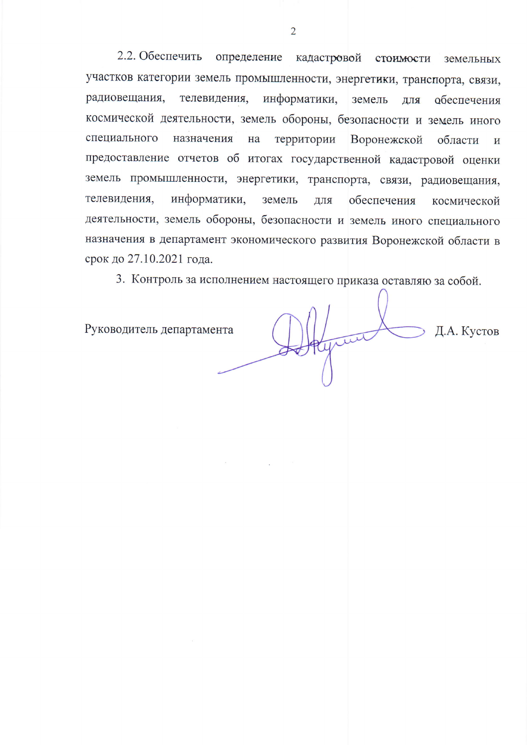2.2. Обеспечить определение кадастровой стоимости земельных участков категории земель промышленности, энергетики, транспорта, связи, радиовещания, телевидения, информатики, земель для обеспечения космической деятельности, земель обороны, безопасности и земель иного специального назначения на территории Воронежской области и предоставление отчетов об итогах государственной кадастровой оценки земель промышленности, энергетики, транспорта, связи, радиовещания, телевидения, информатики, земель для обеспечения космической деятельности, земель обороны, безопасности и земель иного специального назначения в департамент экономического развития Воронежской области в срок до 27.10.2021 года.

3. Контроль за исполнением настоящего приказа оставляю за собой.

Руководитель департамента Д.А. Кустов